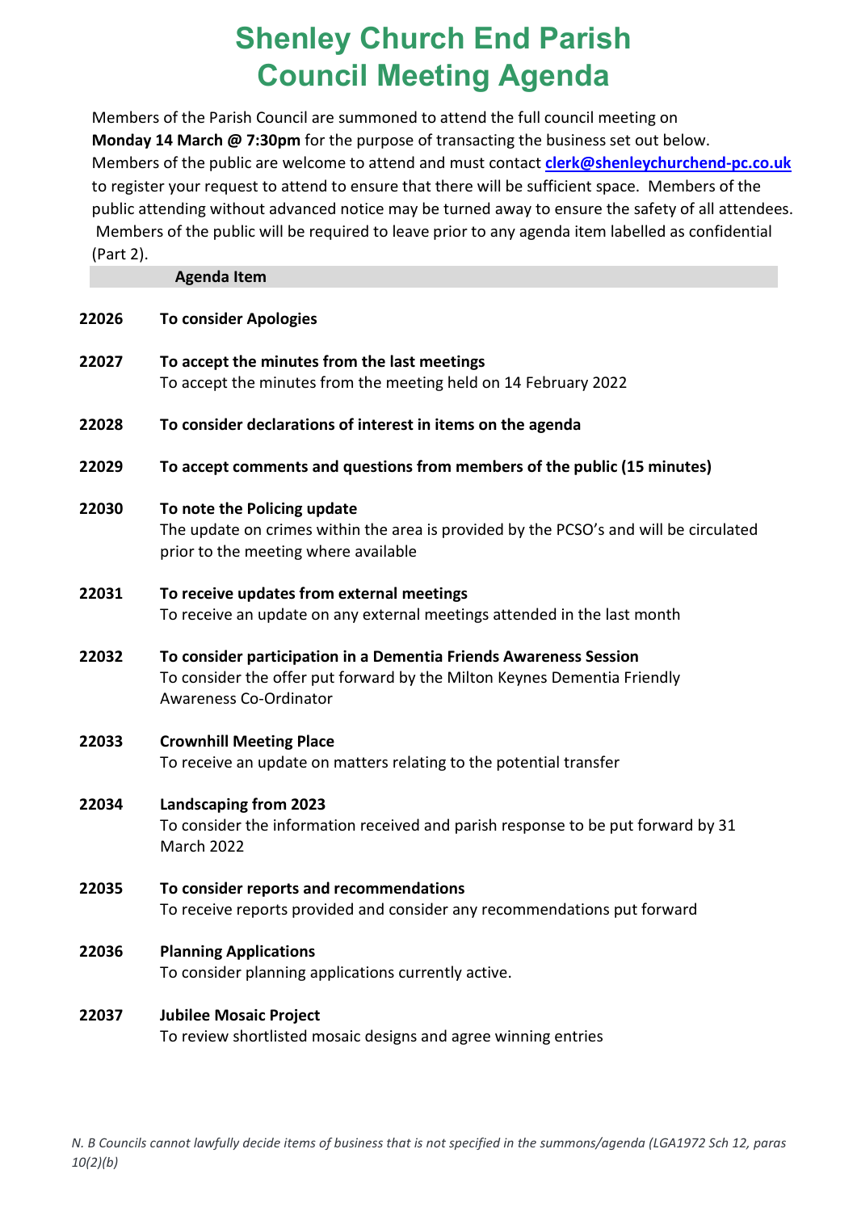# Shenley Church End Parish Council Meeting Agenda

Members of the Parish Council are summoned to attend the full council meeting on **Monday 14 March @ 7:30pm** for the purpose of transacting the business set out below. Members of the public are welcome to attend and must contact **clerk@shenleychurchend-pc.co.uk** to register your request to attend to ensure that there will be sufficient space. Members of the public attending without advanced notice may be turned away to ensure the safety of all attendees. Members of the public will be required to leave prior to any agenda item labelled as confidential (Part 2).

| | Agenda Item |
|---|---|
| **22026** | **To consider Apologies** |
| **22027** | **To accept the minutes from the last meetings**<br>To accept the minutes from the meeting held on 14 February 2022 |
| **22028** | **To consider declarations of interest in items on the agenda** |
| **22029** | **To accept comments and questions from members of the public (15 minutes)** |
| **22030** | **To note the Policing update**<br>The update on crimes within the area is provided by the PCSO's and will be circulated prior to the meeting where available |
| **22031** | **To receive updates from external meetings**<br>To receive an update on any external meetings attended in the last month |
| **22032** | **To consider participation in a Dementia Friends Awareness Session**<br>To consider the offer put forward by the Milton Keynes Dementia Friendly Awareness Co-Ordinator |
| **22033** | **Crownhill Meeting Place**<br>To receive an update on matters relating to the potential transfer |
| **22034** | **Landscaping from 2023**<br>To consider the information received and parish response to be put forward by 31 March 2022 |
| **22035** | **To consider reports and recommendations**<br>To receive reports provided and consider any recommendations put forward |
| **22036** | **Planning Applications**<br>To consider planning applications currently active. |
| **22037** | **Jubilee Mosaic Project**<br>To review shortlisted mosaic designs and agree winning entries |

*N. B Councils cannot lawfully decide items of business that is not specified in the summons/agenda (LGA1972 Sch 12, paras 10(2)(b)*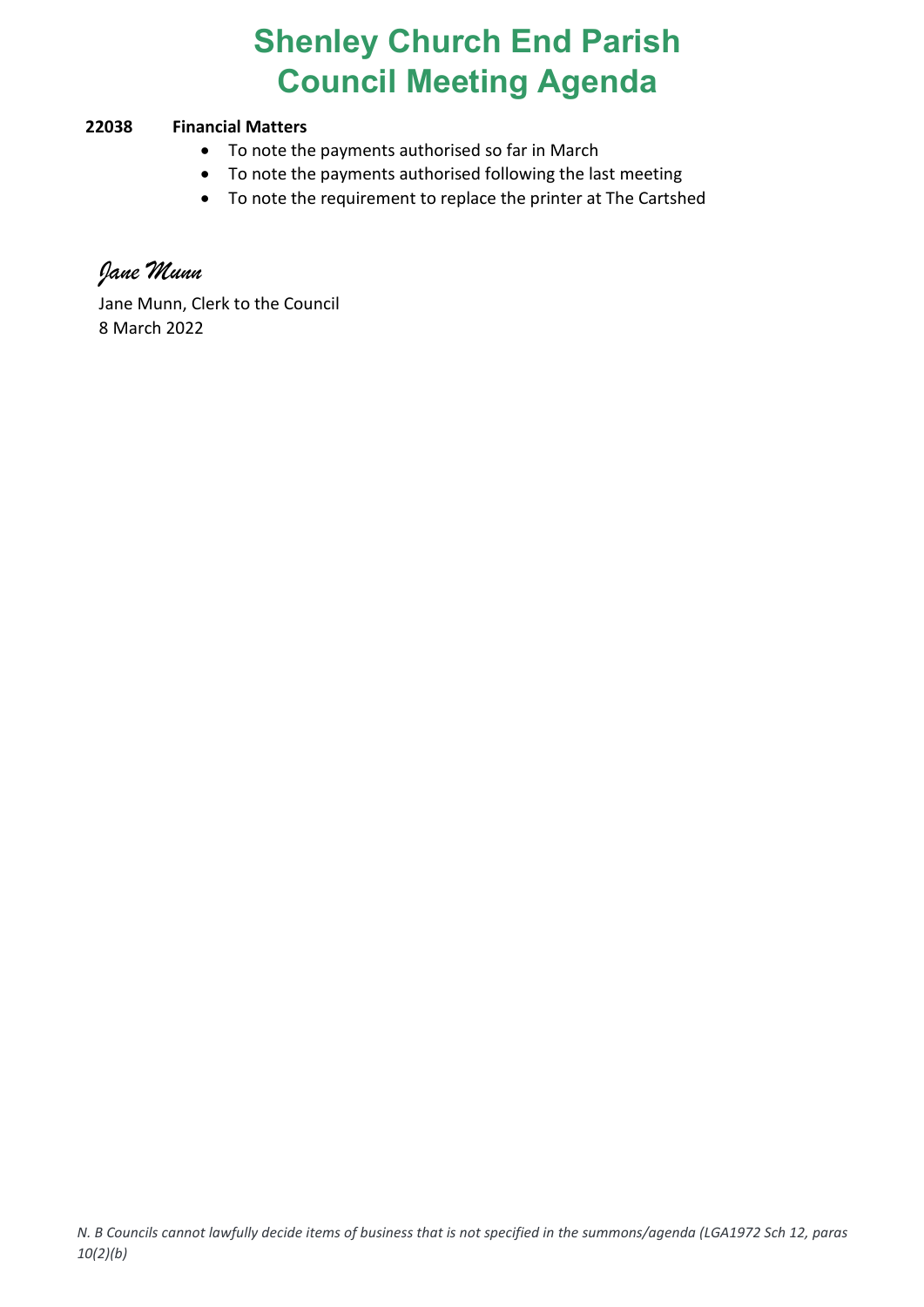# Shenley Church End Parish Council Meeting Agenda

**22038 Financial Matters**

- To note the payments authorised so far in March
- To note the payments authorised following the last meeting
- To note the requirement to replace the printer at The Cartshed

*Jane Munn*

Jane Munn, Clerk to the Council
8 March 2022

*N. B Councils cannot lawfully decide items of business that is not specified in the summons/agenda (LGA1972 Sch 12, paras 10(2)(b)*